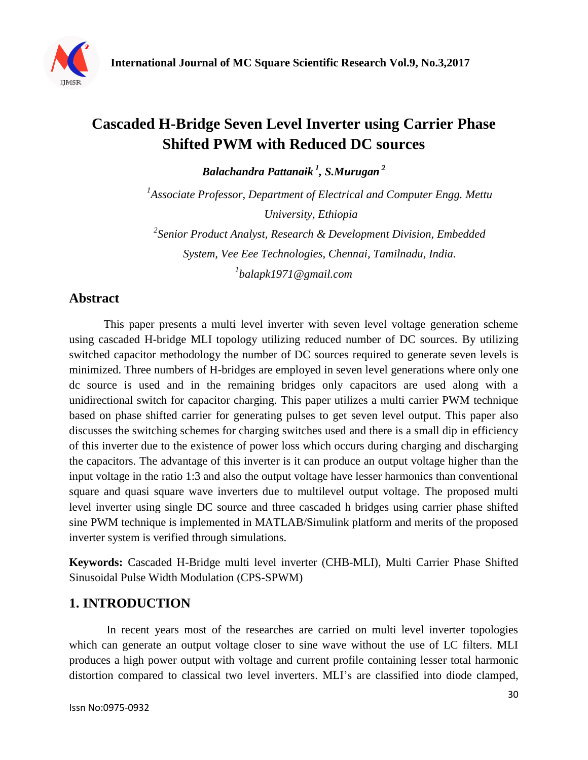# Cascaded H-Bridge Seven Level Inverter using Carrier Phase Shifted PWM with Reduced DC sources

***Balachandra Pattanaik* [1], *S.Murugan* [2]**

[1]*Associate Professor, Department of Electrical and Computer Engg. Mettu University, Ethiopia*

[2]*Senior Product Analyst, Research & Development Division, Embedded System, Vee Eee Technologies, Chennai, Tamilnadu, India.*

[1]*balapk1971@gmail.com*

## Abstract

This paper presents a multi level inverter with seven level voltage generation scheme using cascaded H-bridge MLI topology utilizing reduced number of DC sources. By utilizing switched capacitor methodology the number of DC sources required to generate seven levels is minimized. Three numbers of H-bridges are employed in seven level generations where only one dc source is used and in the remaining bridges only capacitors are used along with a unidirectional switch for capacitor charging. This paper utilizes a multi carrier PWM technique based on phase shifted carrier for generating pulses to get seven level output. This paper also discusses the switching schemes for charging switches used and there is a small dip in efficiency of this inverter due to the existence of power loss which occurs during charging and discharging the capacitors. The advantage of this inverter is it can produce an output voltage higher than the input voltage in the ratio 1:3 and also the output voltage have lesser harmonics than conventional square and quasi square wave inverters due to multilevel output voltage. The proposed multi level inverter using single DC source and three cascaded h bridges using carrier phase shifted sine PWM technique is implemented in MATLAB/Simulink platform and merits of the proposed inverter system is verified through simulations.

**Keywords:** Cascaded H-Bridge multi level inverter (CHB-MLI), Multi Carrier Phase Shifted Sinusoidal Pulse Width Modulation (CPS-SPWM)

## 1. INTRODUCTION

In recent years most of the researches are carried on multi level inverter topologies which can generate an output voltage closer to sine wave without the use of LC filters. MLI produces a high power output with voltage and current profile containing lesser total harmonic distortion compared to classical two level inverters. MLI's are classified into diode clamped,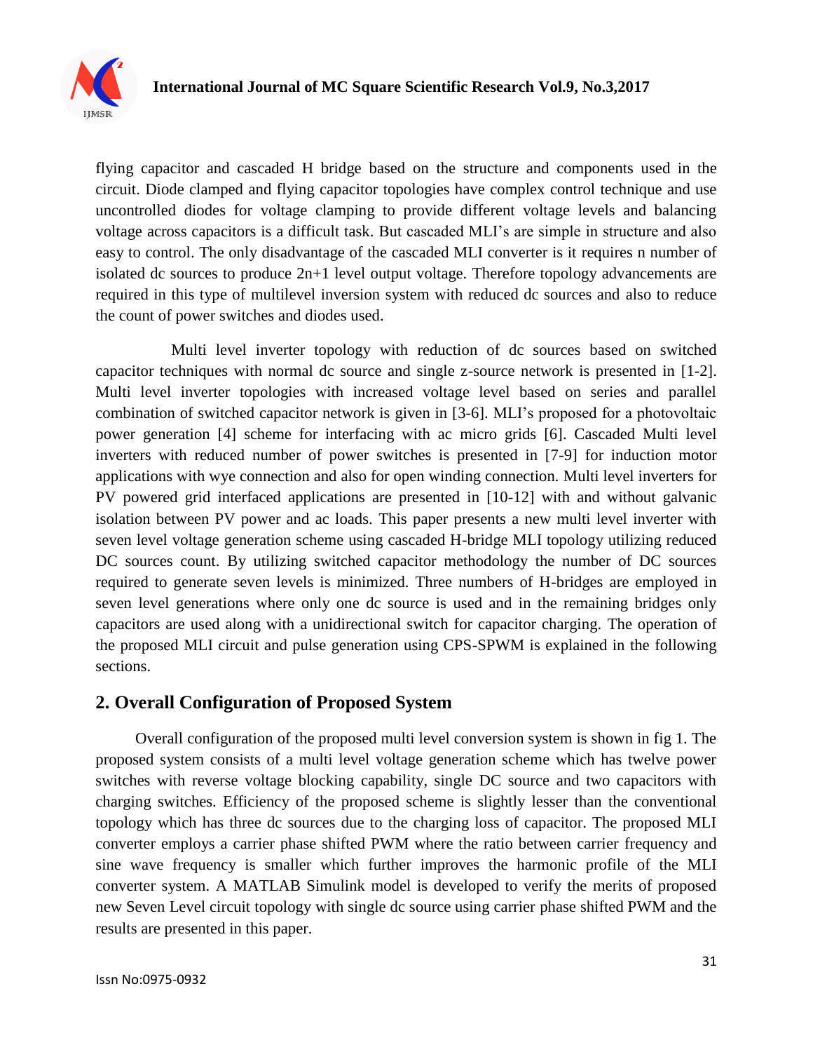flying capacitor and cascaded H bridge based on the structure and components used in the circuit. Diode clamped and flying capacitor topologies have complex control technique and use uncontrolled diodes for voltage clamping to provide different voltage levels and balancing voltage across capacitors is a difficult task. But cascaded MLI's are simple in structure and also easy to control. The only disadvantage of the cascaded MLI converter is it requires n number of isolated dc sources to produce 2n+1 level output voltage. Therefore topology advancements are required in this type of multilevel inversion system with reduced dc sources and also to reduce the count of power switches and diodes used.

Multi level inverter topology with reduction of dc sources based on switched capacitor techniques with normal dc source and single z-source network is presented in [1-2]. Multi level inverter topologies with increased voltage level based on series and parallel combination of switched capacitor network is given in [3-6]. MLI's proposed for a photovoltaic power generation [4] scheme for interfacing with ac micro grids [6]. Cascaded Multi level inverters with reduced number of power switches is presented in [7-9] for induction motor applications with wye connection and also for open winding connection. Multi level inverters for PV powered grid interfaced applications are presented in [10-12] with and without galvanic isolation between PV power and ac loads. This paper presents a new multi level inverter with seven level voltage generation scheme using cascaded H-bridge MLI topology utilizing reduced DC sources count. By utilizing switched capacitor methodology the number of DC sources required to generate seven levels is minimized. Three numbers of H-bridges are employed in seven level generations where only one dc source is used and in the remaining bridges only capacitors are used along with a unidirectional switch for capacitor charging. The operation of the proposed MLI circuit and pulse generation using CPS-SPWM is explained in the following sections.

## 2. Overall Configuration of Proposed System

Overall configuration of the proposed multi level conversion system is shown in fig 1. The proposed system consists of a multi level voltage generation scheme which has twelve power switches with reverse voltage blocking capability, single DC source and two capacitors with charging switches. Efficiency of the proposed scheme is slightly lesser than the conventional topology which has three dc sources due to the charging loss of capacitor. The proposed MLI converter employs a carrier phase shifted PWM where the ratio between carrier frequency and sine wave frequency is smaller which further improves the harmonic profile of the MLI converter system. A MATLAB Simulink model is developed to verify the merits of proposed new Seven Level circuit topology with single dc source using carrier phase shifted PWM and the results are presented in this paper.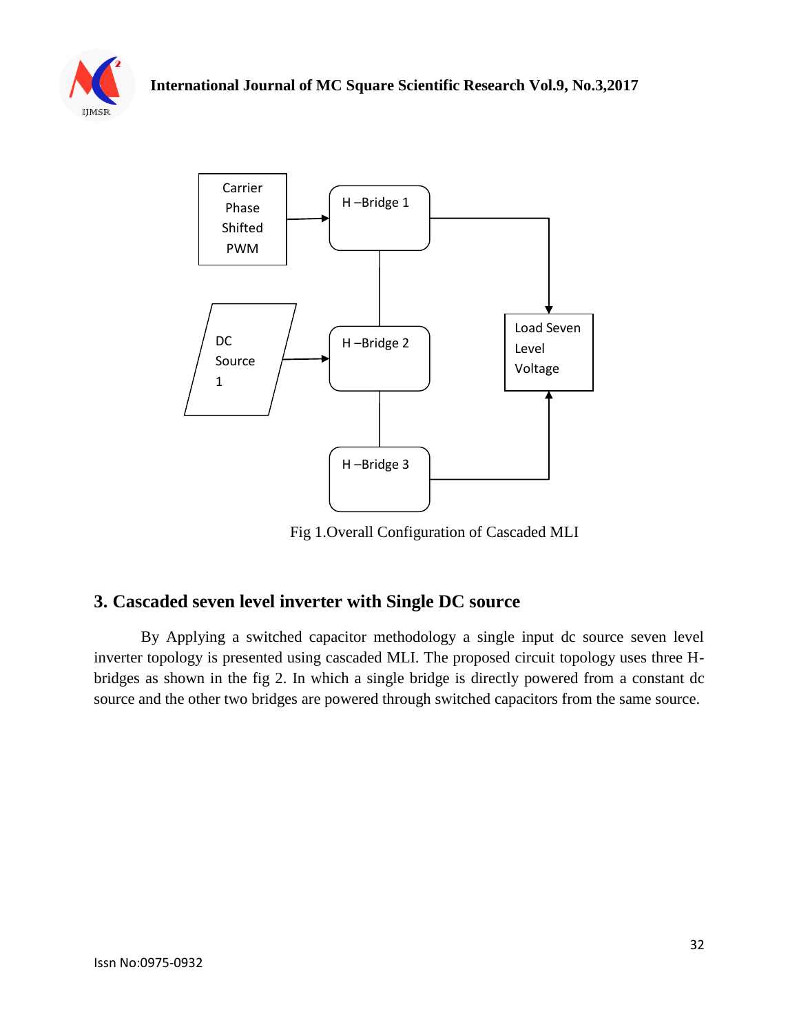Fig 1.Overall Configuration of Cascaded MLI

## 3. Cascaded seven level inverter with Single DC source

By Applying a switched capacitor methodology a single input dc source seven level inverter topology is presented using cascaded MLI. The proposed circuit topology uses three H-bridges as shown in the fig 2. In which a single bridge is directly powered from a constant dc source and the other two bridges are powered through switched capacitors from the same source.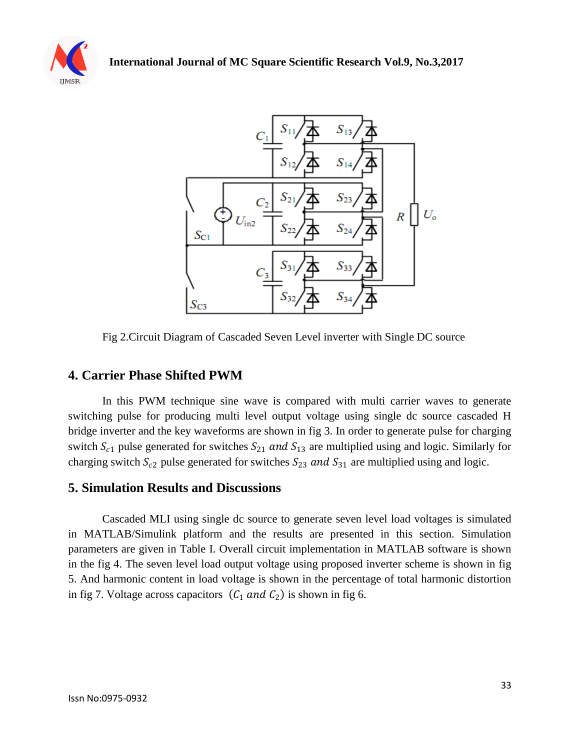Fig 2.Circuit Diagram of Cascaded Seven Level inverter with Single DC source

## 4. Carrier Phase Shifted PWM

In this PWM technique sine wave is compared with multi carrier waves to generate switching pulse for producing multi level output voltage using single dc source cascaded H bridge inverter and the key waveforms are shown in fig 3. In order to generate pulse for charging switch $S_{c1}$ pulse generated for switches $S_{21}$ *and* $S_{13}$ are multiplied using and logic. Similarly for charging switch $S_{c2}$ pulse generated for switches $S_{23}$ *and* $S_{31}$ are multiplied using and logic.

## 5. Simulation Results and Discussions

Cascaded MLI using single dc source to generate seven level load voltages is simulated in MATLAB/Simulink platform and the results are presented in this section. Simulation parameters are given in Table I. Overall circuit implementation in MATLAB software is shown in the fig 4. The seven level load output voltage using proposed inverter scheme is shown in fig 5. And harmonic content in load voltage is shown in the percentage of total harmonic distortion in fig 7. Voltage across capacitors $(C_1$ *and* $C_2)$ is shown in fig 6.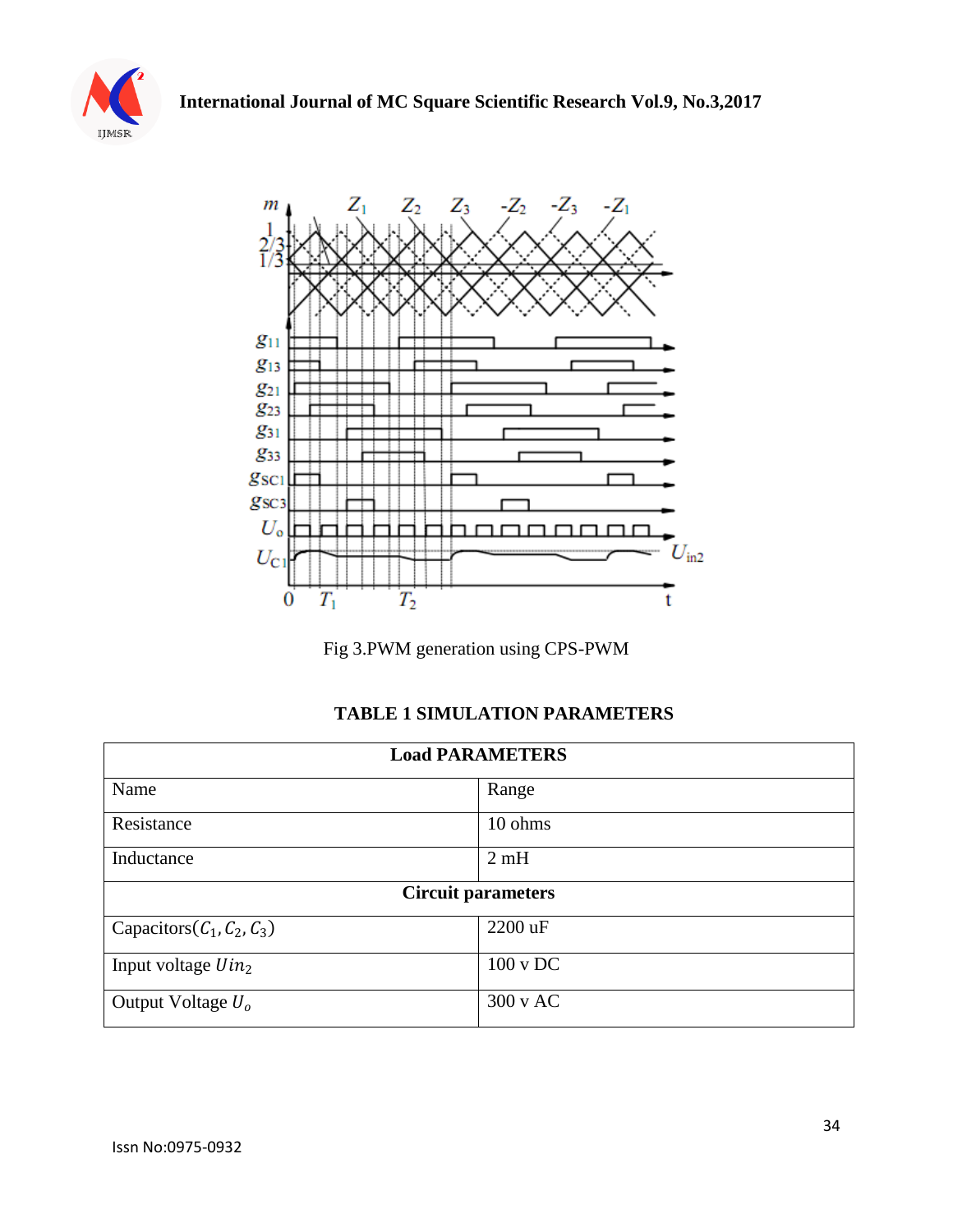Fig 3.PWM generation using CPS-PWM

**TABLE 1 SIMULATION PARAMETERS**

| Load PARAMETERS | |
|---|---|
| Name | Range |
| Resistance | 10 ohms |
| Inductance | 2 mH |
| **Circuit parameters** | |
| Capacitors($C_1, C_2, C_3$) | 2200 uF |
| Input voltage $Uin_2$ | 100 v DC |
| Output Voltage $U_o$ | 300 v AC |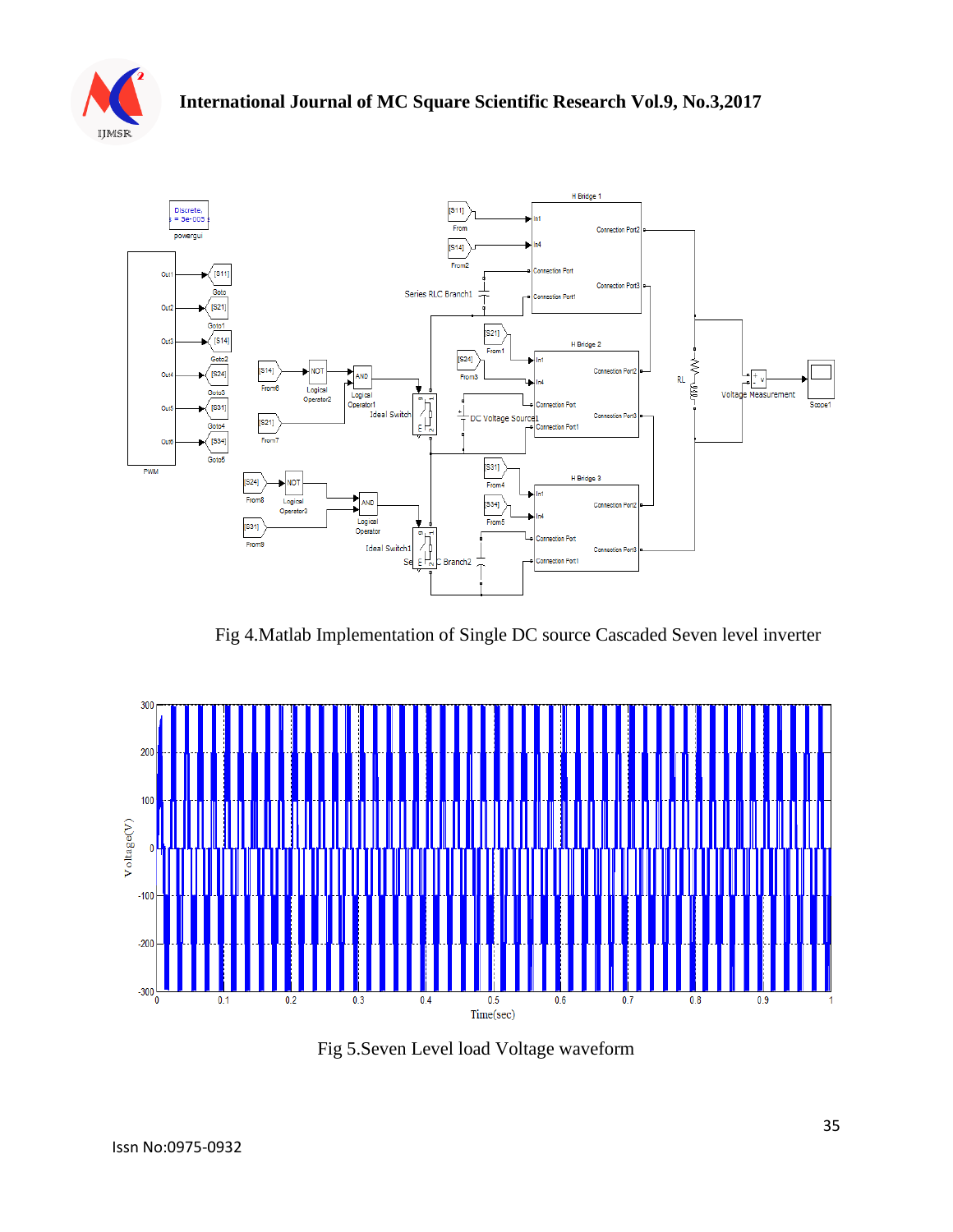Fig 4.Matlab Implementation of Single DC source Cascaded Seven level inverter

Fig 5.Seven Level load Voltage waveform

Issn No:0975-0932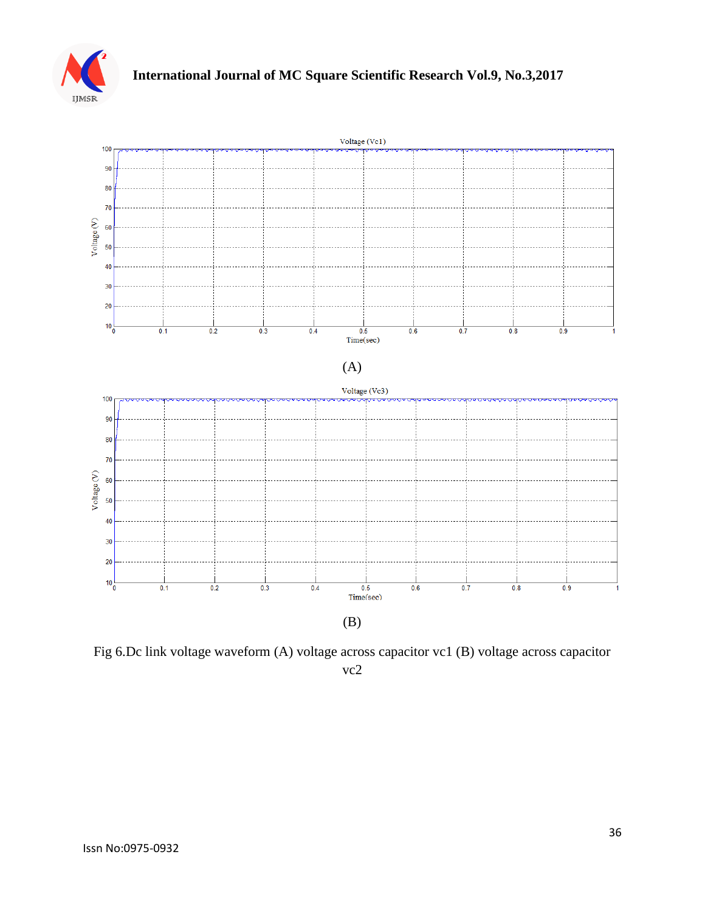(A)

(B)

Fig 6.Dc link voltage waveform (A) voltage across capacitor vc1 (B) voltage across capacitor vc2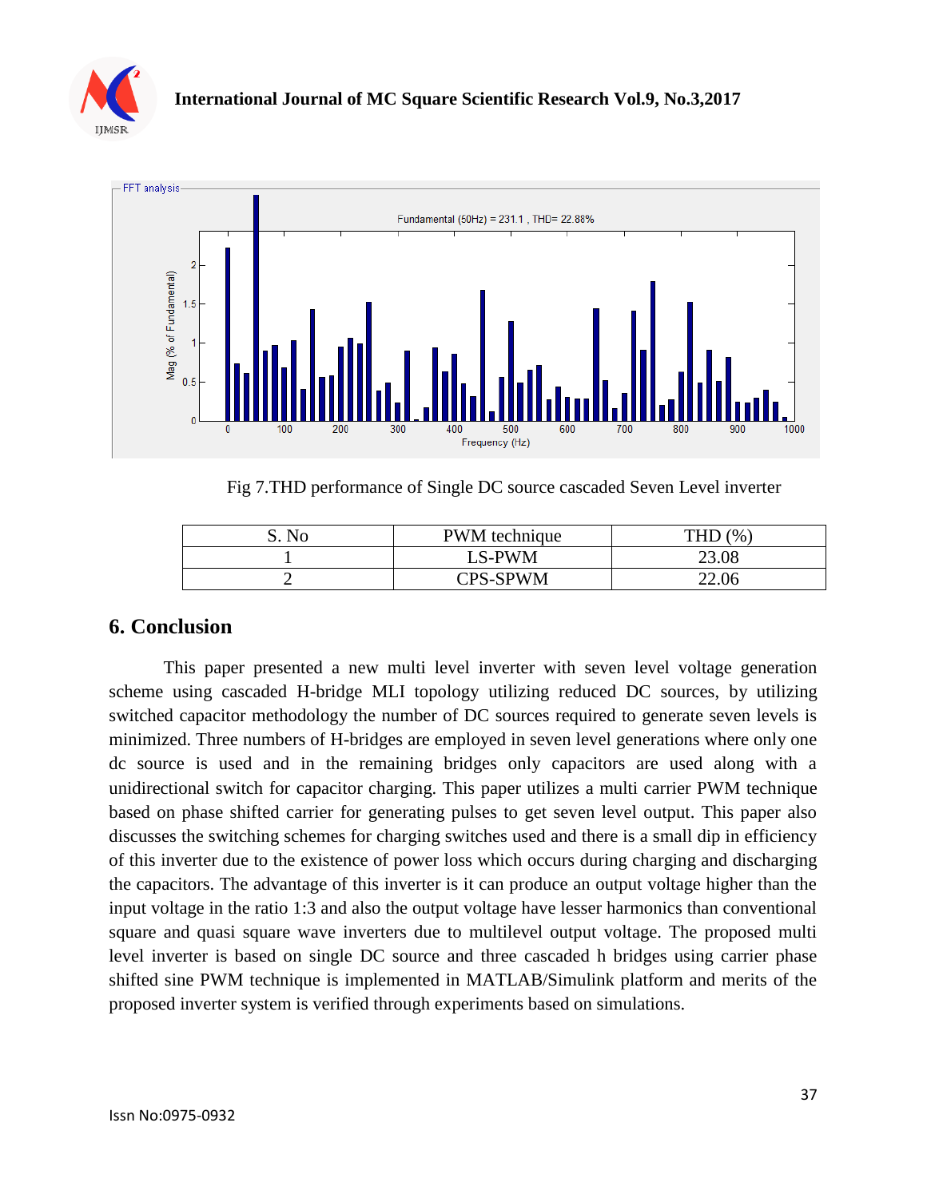Fig 7.THD performance of Single DC source cascaded Seven Level inverter

| S. No | PWM technique | THD (%) |
|---|---|---|
| 1 | LS-PWM | 23.08 |
| 2 | CPS-SPWM | 22.06 |

## 6. Conclusion

This paper presented a new multi level inverter with seven level voltage generation scheme using cascaded H-bridge MLI topology utilizing reduced DC sources, by utilizing switched capacitor methodology the number of DC sources required to generate seven levels is minimized. Three numbers of H-bridges are employed in seven level generations where only one dc source is used and in the remaining bridges only capacitors are used along with a unidirectional switch for capacitor charging. This paper utilizes a multi carrier PWM technique based on phase shifted carrier for generating pulses to get seven level output. This paper also discusses the switching schemes for charging switches used and there is a small dip in efficiency of this inverter due to the existence of power loss which occurs during charging and discharging the capacitors. The advantage of this inverter is it can produce an output voltage higher than the input voltage in the ratio 1:3 and also the output voltage have lesser harmonics than conventional square and quasi square wave inverters due to multilevel output voltage. The proposed multi level inverter is based on single DC source and three cascaded h bridges using carrier phase shifted sine PWM technique is implemented in MATLAB/Simulink platform and merits of the proposed inverter system is verified through experiments based on simulations.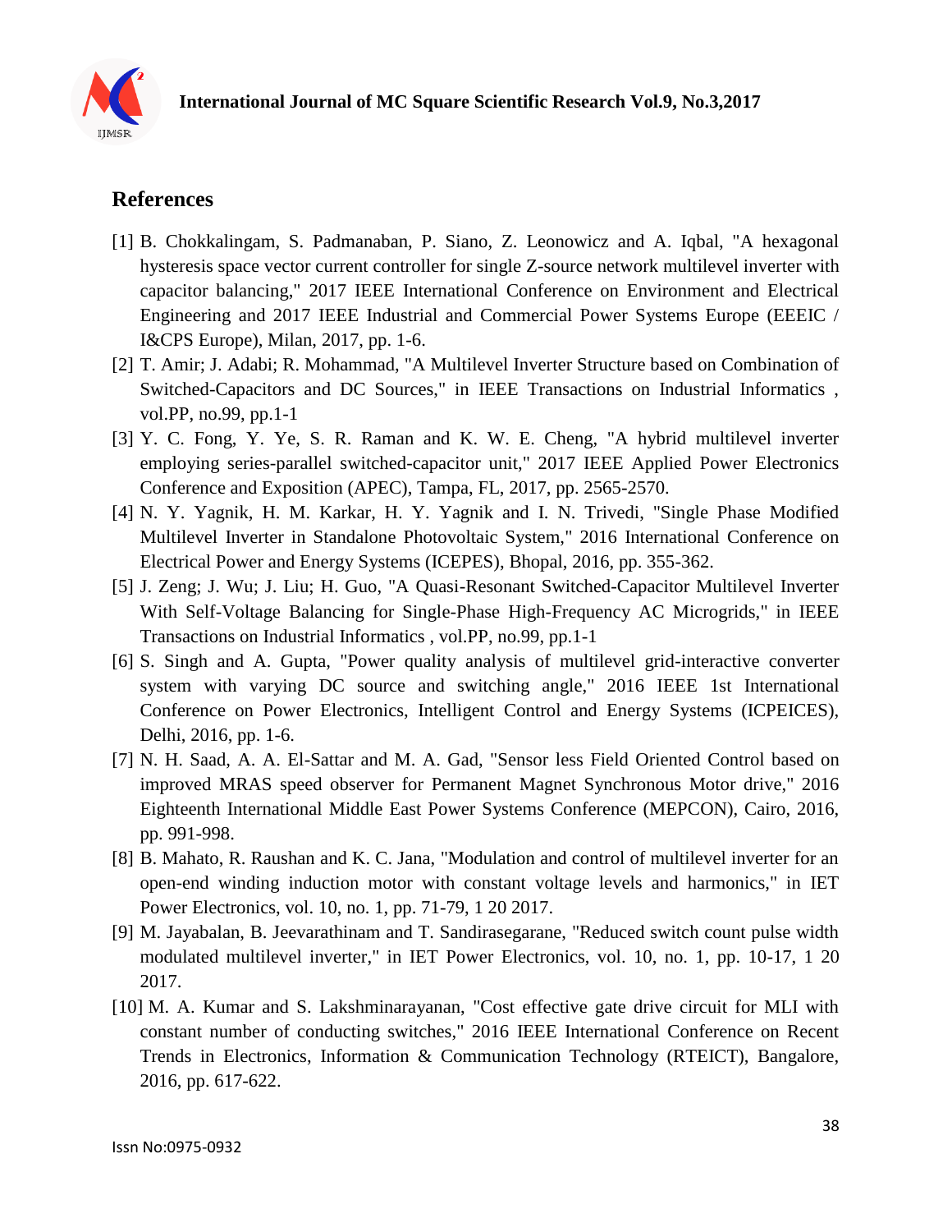## References

[1] B. Chokkalingam, S. Padmanaban, P. Siano, Z. Leonowicz and A. Iqbal, "A hexagonal hysteresis space vector current controller for single Z-source network multilevel inverter with capacitor balancing," 2017 IEEE International Conference on Environment and Electrical Engineering and 2017 IEEE Industrial and Commercial Power Systems Europe (EEEIC / I&CPS Europe), Milan, 2017, pp. 1-6.

[2] T. Amir; J. Adabi; R. Mohammad, "A Multilevel Inverter Structure based on Combination of Switched-Capacitors and DC Sources," in IEEE Transactions on Industrial Informatics , vol.PP, no.99, pp.1-1

[3] Y. C. Fong, Y. Ye, S. R. Raman and K. W. E. Cheng, "A hybrid multilevel inverter employing series-parallel switched-capacitor unit," 2017 IEEE Applied Power Electronics Conference and Exposition (APEC), Tampa, FL, 2017, pp. 2565-2570.

[4] N. Y. Yagnik, H. M. Karkar, H. Y. Yagnik and I. N. Trivedi, "Single Phase Modified Multilevel Inverter in Standalone Photovoltaic System," 2016 International Conference on Electrical Power and Energy Systems (ICEPES), Bhopal, 2016, pp. 355-362.

[5] J. Zeng; J. Wu; J. Liu; H. Guo, "A Quasi-Resonant Switched-Capacitor Multilevel Inverter With Self-Voltage Balancing for Single-Phase High-Frequency AC Microgrids," in IEEE Transactions on Industrial Informatics , vol.PP, no.99, pp.1-1

[6] S. Singh and A. Gupta, "Power quality analysis of multilevel grid-interactive converter system with varying DC source and switching angle," 2016 IEEE 1st International Conference on Power Electronics, Intelligent Control and Energy Systems (ICPEICES), Delhi, 2016, pp. 1-6.

[7] N. H. Saad, A. A. El-Sattar and M. A. Gad, "Sensor less Field Oriented Control based on improved MRAS speed observer for Permanent Magnet Synchronous Motor drive," 2016 Eighteenth International Middle East Power Systems Conference (MEPCON), Cairo, 2016, pp. 991-998.

[8] B. Mahato, R. Raushan and K. C. Jana, "Modulation and control of multilevel inverter for an open-end winding induction motor with constant voltage levels and harmonics," in IET Power Electronics, vol. 10, no. 1, pp. 71-79, 1 20 2017.

[9] M. Jayabalan, B. Jeevarathinam and T. Sandirasegarane, "Reduced switch count pulse width modulated multilevel inverter," in IET Power Electronics, vol. 10, no. 1, pp. 10-17, 1 20 2017.

[10] M. A. Kumar and S. Lakshminarayanan, "Cost effective gate drive circuit for MLI with constant number of conducting switches," 2016 IEEE International Conference on Recent Trends in Electronics, Information & Communication Technology (RTEICT), Bangalore, 2016, pp. 617-622.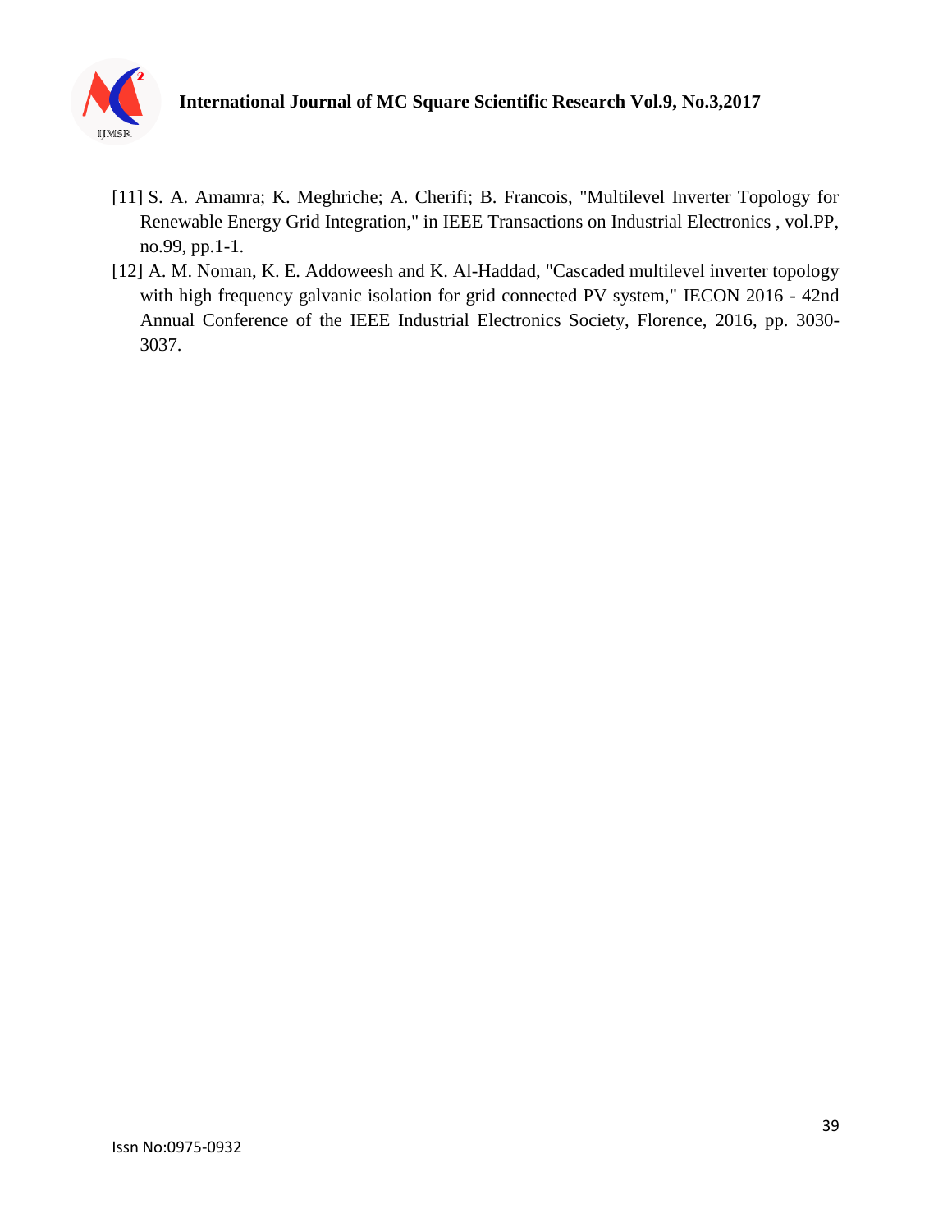[11] S. A. Amamra; K. Meghriche; A. Cherifi; B. Francois, "Multilevel Inverter Topology for Renewable Energy Grid Integration," in IEEE Transactions on Industrial Electronics , vol.PP, no.99, pp.1-1.

[12] A. M. Noman, K. E. Addoweesh and K. Al-Haddad, "Cascaded multilevel inverter topology with high frequency galvanic isolation for grid connected PV system," IECON 2016 - 42nd Annual Conference of the IEEE Industrial Electronics Society, Florence, 2016, pp. 3030-3037.